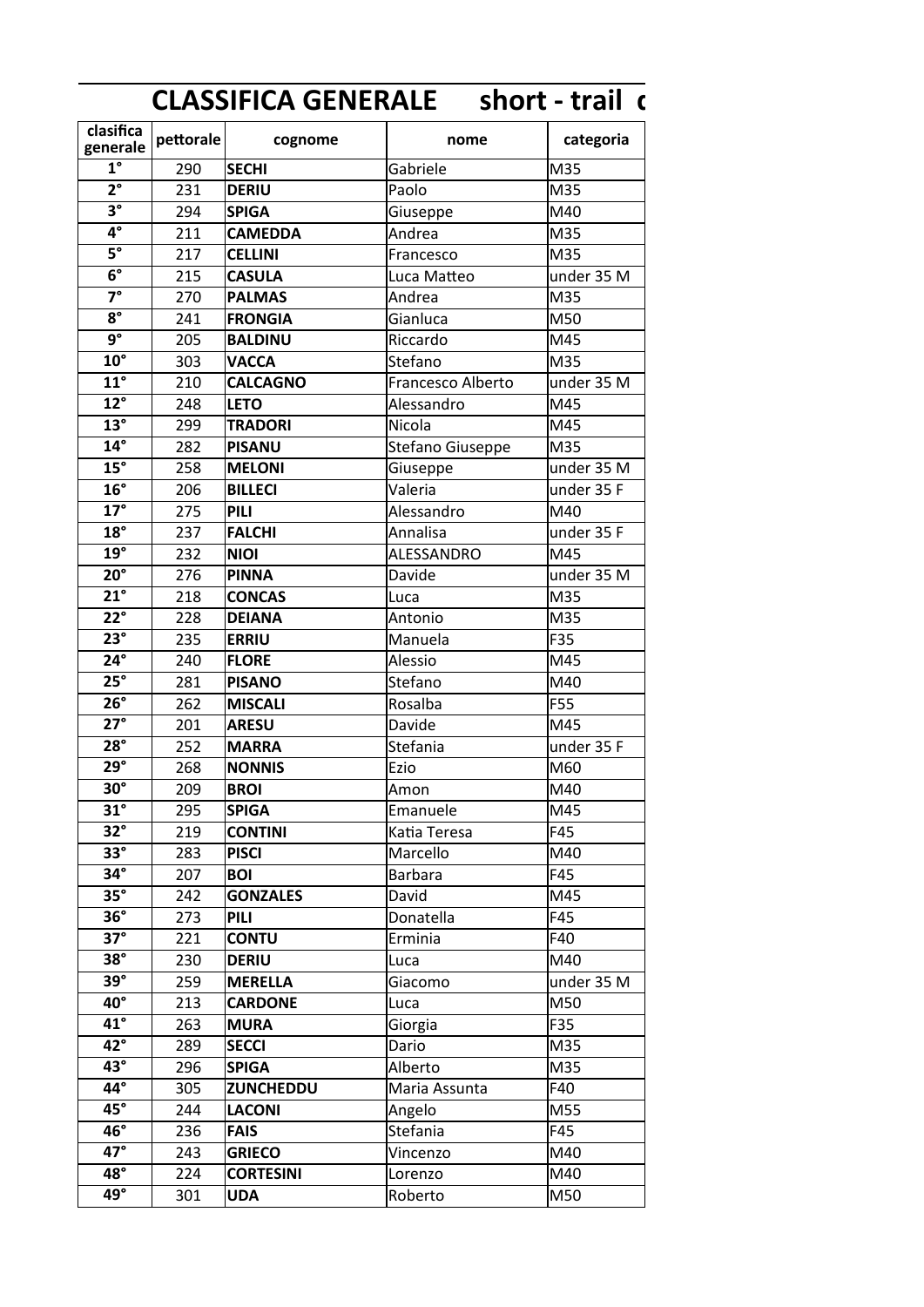# CLASSIFICA GENERALE short - trail c

| clasifica generale | pettorale | cognome | nome | categoria |
|---|---|---|---|---|
| 1° | 290 | **SECHI** | Gabriele | M35 |
| 2° | 231 | **DERIU** | Paolo | M35 |
| 3° | 294 | **SPIGA** | Giuseppe | M40 |
| 4° | 211 | **CAMEDDA** | Andrea | M35 |
| 5° | 217 | **CELLINI** | Francesco | M35 |
| 6° | 215 | **CASULA** | Luca Matteo | under 35 M |
| 7° | 270 | **PALMAS** | Andrea | M35 |
| 8° | 241 | **FRONGIA** | Gianluca | M50 |
| 9° | 205 | **BALDINU** | Riccardo | M45 |
| 10° | 303 | **VACCA** | Stefano | M35 |
| 11° | 210 | **CALCAGNO** | Francesco Alberto | under 35 M |
| 12° | 248 | **LETO** | Alessandro | M45 |
| 13° | 299 | **TRADORI** | Nicola | M45 |
| 14° | 282 | **PISANU** | Stefano Giuseppe | M35 |
| 15° | 258 | **MELONI** | Giuseppe | under 35 M |
| 16° | 206 | **BILLECI** | Valeria | under 35 F |
| 17° | 275 | **PILI** | Alessandro | M40 |
| 18° | 237 | **FALCHI** | Annalisa | under 35 F |
| 19° | 232 | **NIOI** | ALESSANDRO | M45 |
| 20° | 276 | **PINNA** | Davide | under 35 M |
| 21° | 218 | **CONCAS** | Luca | M35 |
| 22° | 228 | **DEIANA** | Antonio | M35 |
| 23° | 235 | **ERRIU** | Manuela | F35 |
| 24° | 240 | **FLORE** | Alessio | M45 |
| 25° | 281 | **PISANO** | Stefano | M40 |
| 26° | 262 | **MISCALI** | Rosalba | F55 |
| 27° | 201 | **ARESU** | Davide | M45 |
| 28° | 252 | **MARRA** | Stefania | under 35 F |
| 29° | 268 | **NONNIS** | Ezio | M60 |
| 30° | 209 | **BROI** | Amon | M40 |
| 31° | 295 | **SPIGA** | Emanuele | M45 |
| 32° | 219 | **CONTINI** | Katia Teresa | F45 |
| 33° | 283 | **PISCI** | Marcello | M40 |
| 34° | 207 | **BOI** | Barbara | F45 |
| 35° | 242 | **GONZALES** | David | M45 |
| 36° | 273 | **PILI** | Donatella | F45 |
| 37° | 221 | **CONTU** | Erminia | F40 |
| 38° | 230 | **DERIU** | Luca | M40 |
| 39° | 259 | **MERELLA** | Giacomo | under 35 M |
| 40° | 213 | **CARDONE** | Luca | M50 |
| 41° | 263 | **MURA** | Giorgia | F35 |
| 42° | 289 | **SECCI** | Dario | M35 |
| 43° | 296 | **SPIGA** | Alberto | M35 |
| 44° | 305 | **ZUNCHEDDU** | Maria Assunta | F40 |
| 45° | 244 | **LACONI** | Angelo | M55 |
| 46° | 236 | **FAIS** | Stefania | F45 |
| 47° | 243 | **GRIECO** | Vincenzo | M40 |
| 48° | 224 | **CORTESINI** | Lorenzo | M40 |
| 49° | 301 | **UDA** | Roberto | M50 |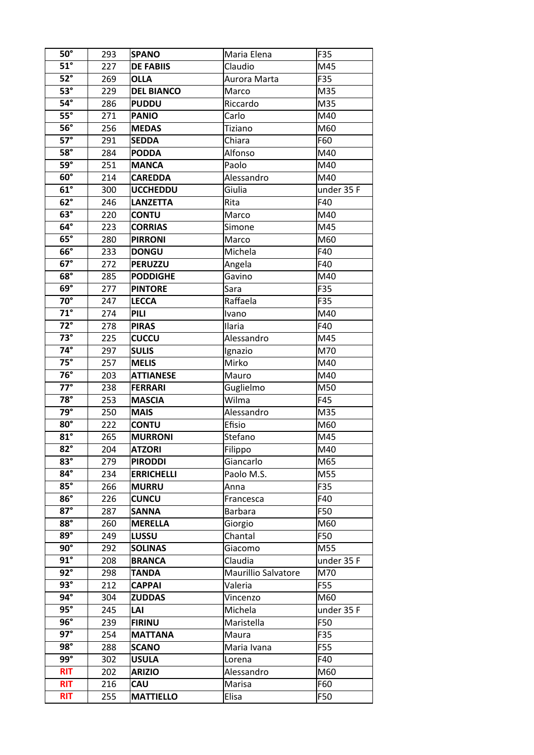| 50° | 293 | **SPANO** | Maria Elena | F35 |
|---|---|---|---|---|
| 51° | 227 | **DE FABIIS** | Claudio | M45 |
| 52° | 269 | **OLLA** | Aurora Marta | F35 |
| 53° | 229 | **DEL BIANCO** | Marco | M35 |
| 54° | 286 | **PUDDU** | Riccardo | M35 |
| 55° | 271 | **PANIO** | Carlo | M40 |
| 56° | 256 | **MEDAS** | Tiziano | M60 |
| 57° | 291 | **SEDDA** | Chiara | F60 |
| 58° | 284 | **PODDA** | Alfonso | M40 |
| 59° | 251 | **MANCA** | Paolo | M40 |
| 60° | 214 | **CAREDDA** | Alessandro | M40 |
| 61° | 300 | **UCCHEDDU** | Giulia | under 35 F |
| 62° | 246 | **LANZETTA** | Rita | F40 |
| 63° | 220 | **CONTU** | Marco | M40 |
| 64° | 223 | **CORRIAS** | Simone | M45 |
| 65° | 280 | **PIRRONI** | Marco | M60 |
| 66° | 233 | **DONGU** | Michela | F40 |
| 67° | 272 | **PERUZZU** | Angela | F40 |
| 68° | 285 | **PODDIGHE** | Gavino | M40 |
| 69° | 277 | **PINTORE** | Sara | F35 |
| 70° | 247 | **LECCA** | Raffaela | F35 |
| 71° | 274 | **PILI** | Ivano | M40 |
| 72° | 278 | **PIRAS** | Ilaria | F40 |
| 73° | 225 | **CUCCU** | Alessandro | M45 |
| 74° | 297 | **SULIS** | Ignazio | M70 |
| 75° | 257 | **MELIS** | Mirko | M40 |
| 76° | 203 | **ATTIANESE** | Mauro | M40 |
| 77° | 238 | **FERRARI** | Guglielmo | M50 |
| 78° | 253 | **MASCIA** | Wilma | F45 |
| 79° | 250 | **MAIS** | Alessandro | M35 |
| 80° | 222 | **CONTU** | Efisio | M60 |
| 81° | 265 | **MURRONI** | Stefano | M45 |
| 82° | 204 | **ATZORI** | Filippo | M40 |
| 83° | 279 | **PIRODDI** | Giancarlo | M65 |
| 84° | 234 | **ERRICHELLI** | Paolo M.S. | M55 |
| 85° | 266 | **MURRU** | Anna | F35 |
| 86° | 226 | **CUNCU** | Francesca | F40 |
| 87° | 287 | **SANNA** | Barbara | F50 |
| 88° | 260 | **MERELLA** | Giorgio | M60 |
| 89° | 249 | **LUSSU** | Chantal | F50 |
| 90° | 292 | **SOLINAS** | Giacomo | M55 |
| 91° | 208 | **BRANCA** | Claudia | under 35 F |
| 92° | 298 | **TANDA** | Maurillio Salvatore | M70 |
| 93° | 212 | **CAPPAI** | Valeria | F55 |
| 94° | 304 | **ZUDDAS** | Vincenzo | M60 |
| 95° | 245 | **LAI** | Michela | under 35 F |
| 96° | 239 | **FIRINU** | Maristella | F50 |
| 97° | 254 | **MATTANA** | Maura | F35 |
| 98° | 288 | **SCANO** | Maria Ivana | F55 |
| 99° | 302 | **USULA** | Lorena | F40 |
| RIT | 202 | **ARIZIO** | Alessandro | M60 |
| RIT | 216 | **CAU** | Marisa | F60 |
| RIT | 255 | **MATTIELLO** | Elisa | F50 |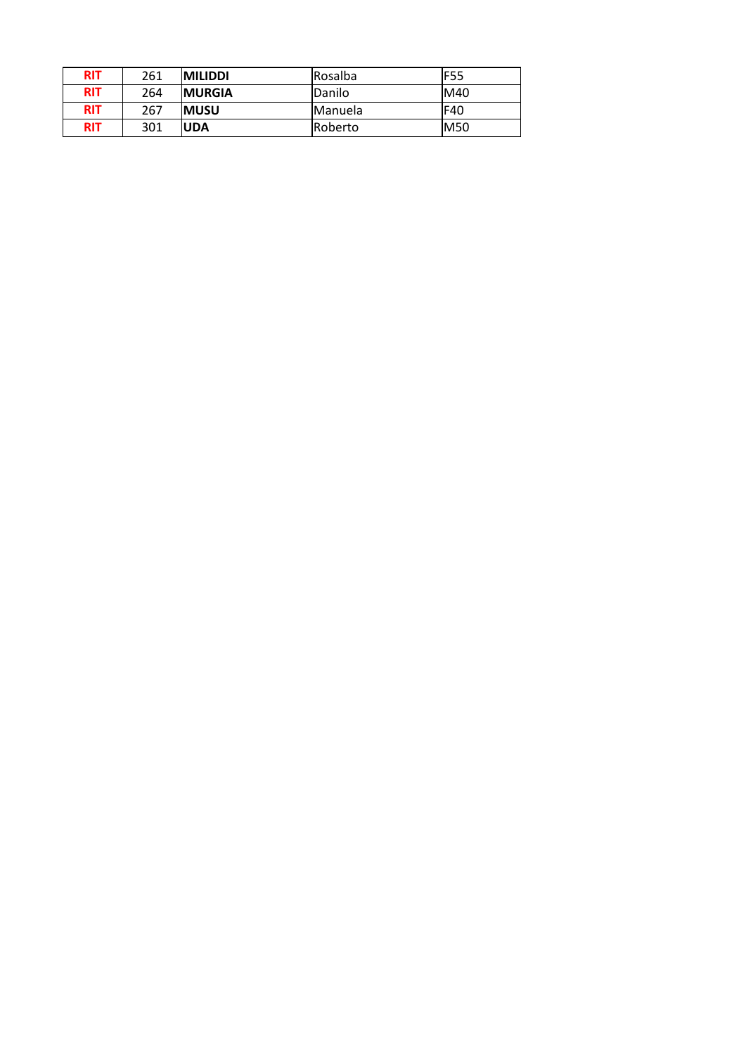| RIT | 261 | MILIDDI | Rosalba | F55 |
| --- | --- | --- | --- | --- |
| RIT | 264 | MURGIA | Danilo | M40 |
| RIT | 267 | MUSU | Manuela | F40 |
| RIT | 301 | UDA | Roberto | M50 |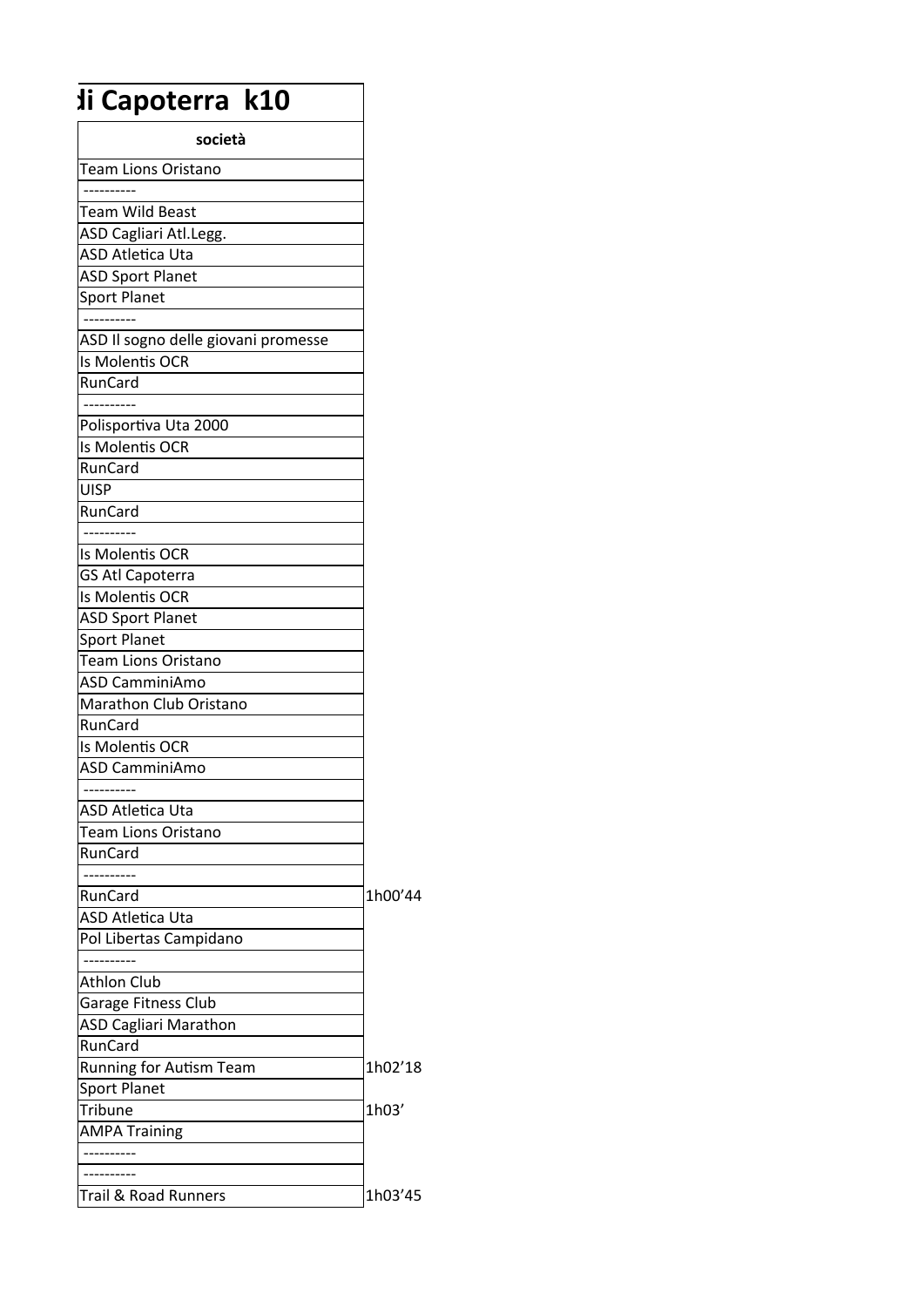# di Capoterra k10

| società | |
|---|---|
| Team Lions Oristano | |
| ---------- | |
| Team Wild Beast | |
| ASD Cagliari Atl.Legg. | |
| ASD Atletica Uta | |
| ASD Sport Planet | |
| Sport Planet | |
| ---------- | |
| ASD Il sogno delle giovani promesse | |
| Is Molentis OCR | |
| RunCard | |
| ---------- | |
| Polisportiva Uta 2000 | |
| Is Molentis OCR | |
| RunCard | |
| UISP | |
| RunCard | |
| ---------- | |
| Is Molentis OCR | |
| GS Atl Capoterra | |
| Is Molentis OCR | |
| ASD Sport Planet | |
| Sport Planet | |
| Team Lions Oristano | |
| ASD CamminiAmo | |
| Marathon Club Oristano | |
| RunCard | |
| Is Molentis OCR | |
| ASD CamminiAmo | |
| ---------- | |
| ASD Atletica Uta | |
| Team Lions Oristano | |
| RunCard | |
| ---------- | |
| RunCard | 1h00’44 |
| ASD Atletica Uta | |
| Pol Libertas Campidano | |
| ---------- | |
| Athlon Club | |
| Garage Fitness Club | |
| ASD Cagliari Marathon | |
| RunCard | |
| Running for Autism Team | 1h02’18 |
| Sport Planet | |
| Tribune | 1h03’ |
| AMPA Training | |
| ---------- | |
| ---------- | |
| Trail & Road Runners | 1h03’45 |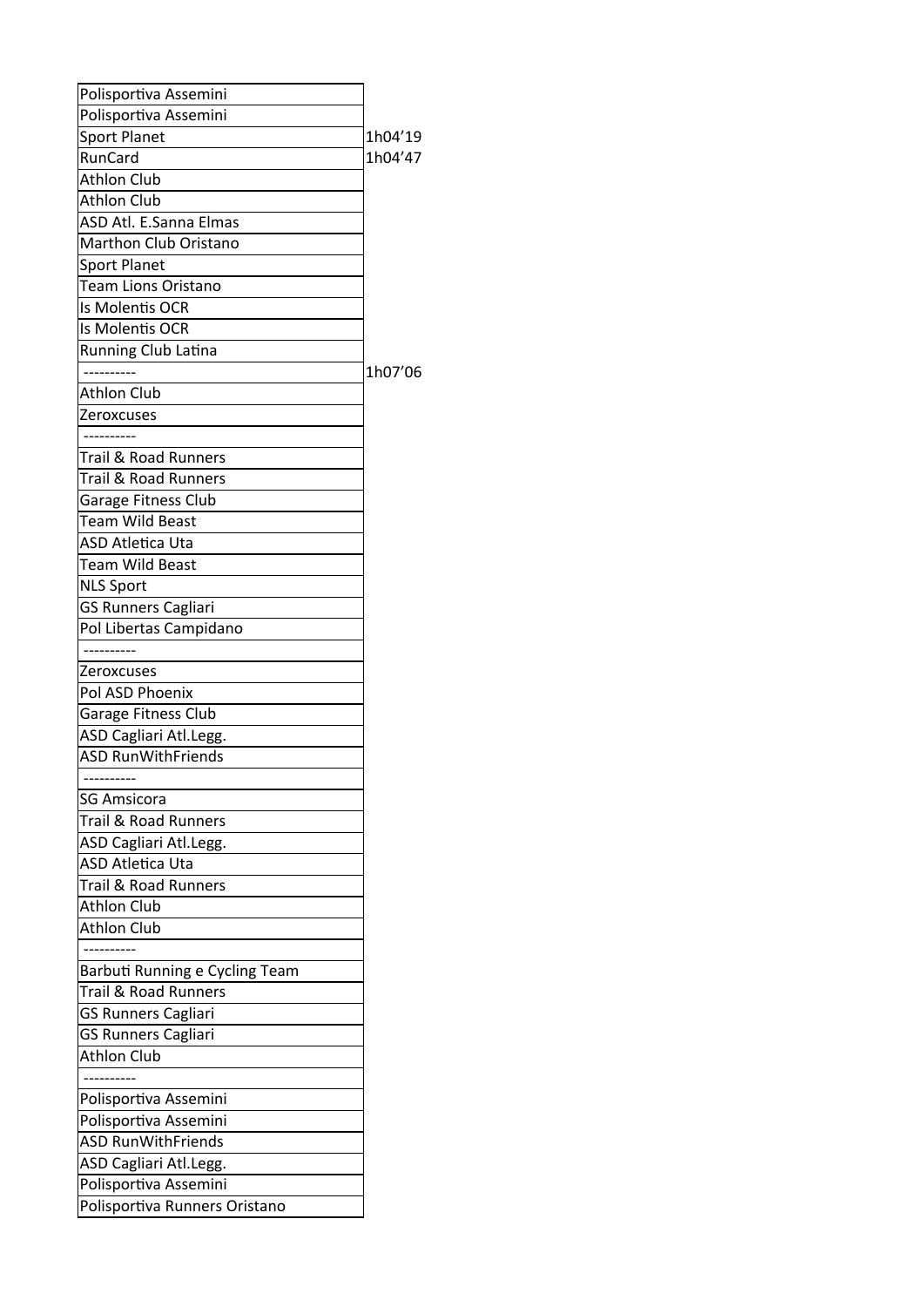| | |
|---|---|
| Polisportiva Assemini | |
| Polisportiva Assemini | |
| Sport Planet | 1h04’19 |
| RunCard | 1h04’47 |
| Athlon Club | |
| Athlon Club | |
| ASD Atl. E.Sanna Elmas | |
| Marthon Club Oristano | |
| Sport Planet | |
| Team Lions Oristano | |
| Is Molentis OCR | |
| Is Molentis OCR | |
| Running Club Latina | |
| ---------- | 1h07’06 |
| Athlon Club | |
| Zeroxcuses | |
| ---------- | |
| Trail & Road Runners | |
| Trail & Road Runners | |
| Garage Fitness Club | |
| Team Wild Beast | |
| ASD Atletica Uta | |
| Team Wild Beast | |
| NLS Sport | |
| GS Runners Cagliari | |
| Pol Libertas Campidano | |
| ---------- | |
| Zeroxcuses | |
| Pol ASD Phoenix | |
| Garage Fitness Club | |
| ASD Cagliari Atl.Legg. | |
| ASD RunWithFriends | |
| ---------- | |
| SG Amsicora | |
| Trail & Road Runners | |
| ASD Cagliari Atl.Legg. | |
| ASD Atletica Uta | |
| Trail & Road Runners | |
| Athlon Club | |
| Athlon Club | |
| ---------- | |
| Barbuti Running e Cycling Team | |
| Trail & Road Runners | |
| GS Runners Cagliari | |
| GS Runners Cagliari | |
| Athlon Club | |
| ---------- | |
| Polisportiva Assemini | |
| Polisportiva Assemini | |
| ASD RunWithFriends | |
| ASD Cagliari Atl.Legg. | |
| Polisportiva Assemini | |
| Polisportiva Runners Oristano | |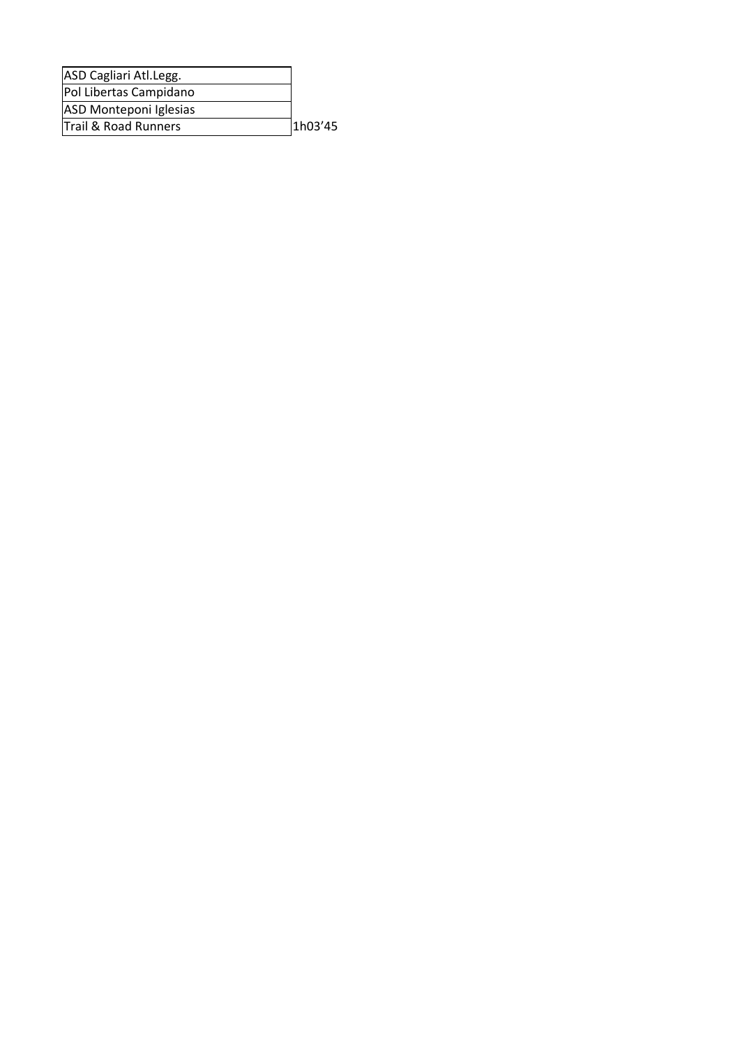| | |
|---|---|
| ASD Cagliari Atl.Legg. | |
| Pol Libertas Campidano | |
| ASD Monteponi Iglesias | |
| Trail & Road Runners | 1h03’45 |